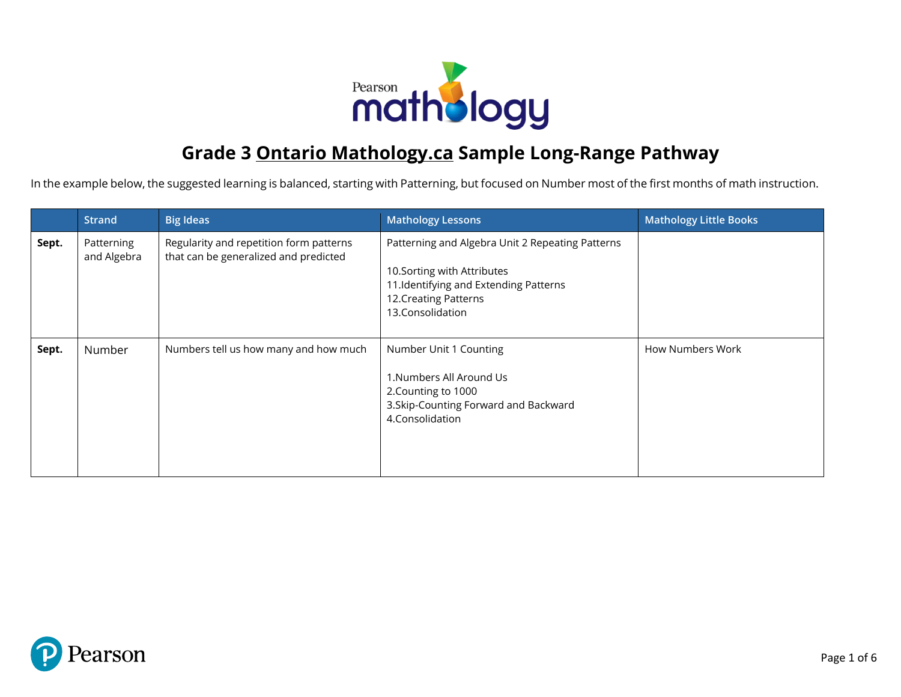# Grade 3 Ontario Mathology.ca Sample Long-Range Pathway

In the example below, the suggested learning is balanced, starting with Patterning, but focused on Number most of the first months of math instruction.

| | Strand | Big Ideas | Mathology Lessons | Mathology Little Books |
|---|---|---|---|---|
| **Sept.** | Patterning and Algebra | Regularity and repetition form patterns that can be generalized and predicted | Patterning and Algebra Unit 2 Repeating Patterns<br><br>10.Sorting with Attributes<br>11.Identifying and Extending Patterns<br>12.Creating Patterns<br>13.Consolidation | |
| **Sept.** | Number | Numbers tell us how many and how much | Number Unit 1 Counting<br><br>1.Numbers All Around Us<br>2.Counting to 1000<br>3.Skip-Counting Forward and Backward<br>4.Consolidation | How Numbers Work |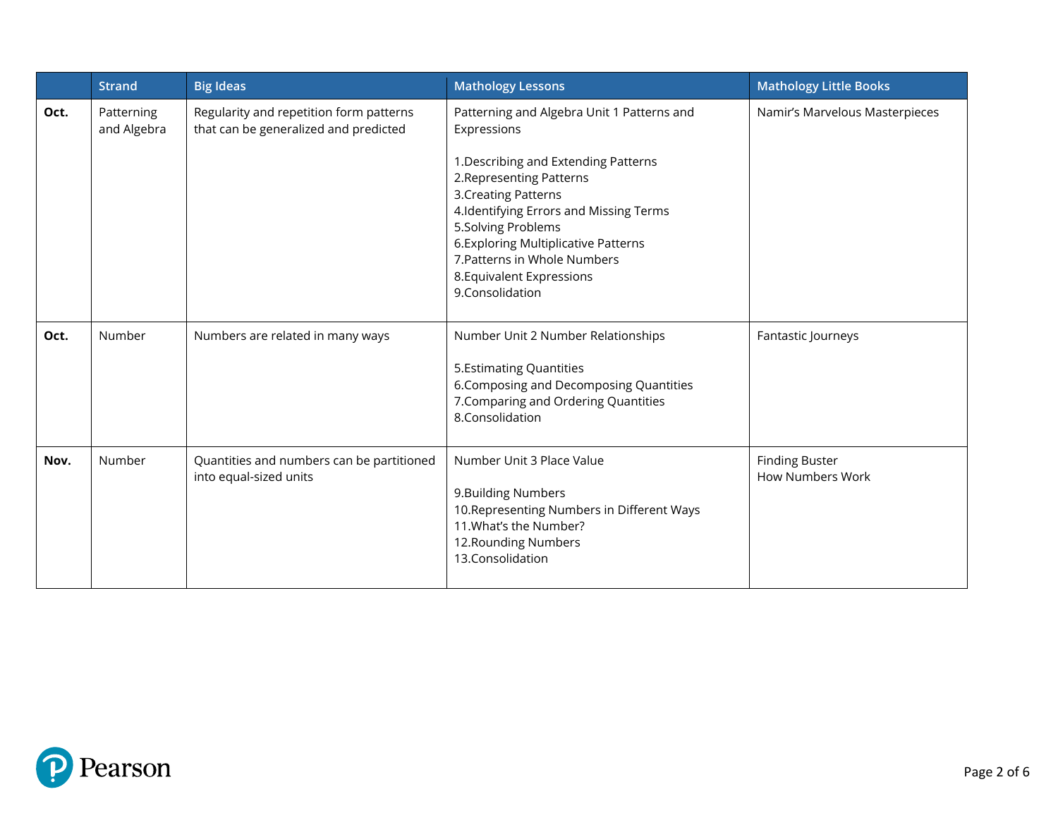| | Strand | Big Ideas | Mathology Lessons | Mathology Little Books |
|---|---|---|---|---|
| **Oct.** | Patterning and Algebra | Regularity and repetition form patterns that can be generalized and predicted | Patterning and Algebra Unit 1 Patterns and Expressions<br><br>1.Describing and Extending Patterns<br>2.Representing Patterns<br>3.Creating Patterns<br>4.Identifying Errors and Missing Terms<br>5.Solving Problems<br>6.Exploring Multiplicative Patterns<br>7.Patterns in Whole Numbers<br>8.Equivalent Expressions<br>9.Consolidation | Namir's Marvelous Masterpieces |
| **Oct.** | Number | Numbers are related in many ways | Number Unit 2 Number Relationships<br><br>5.Estimating Quantities<br>6.Composing and Decomposing Quantities<br>7.Comparing and Ordering Quantities<br>8.Consolidation | Fantastic Journeys |
| **Nov.** | Number | Quantities and numbers can be partitioned into equal-sized units | Number Unit 3 Place Value<br><br>9.Building Numbers<br>10.Representing Numbers in Different Ways<br>11.What's the Number?<br>12.Rounding Numbers<br>13.Consolidation | Finding Buster<br>How Numbers Work |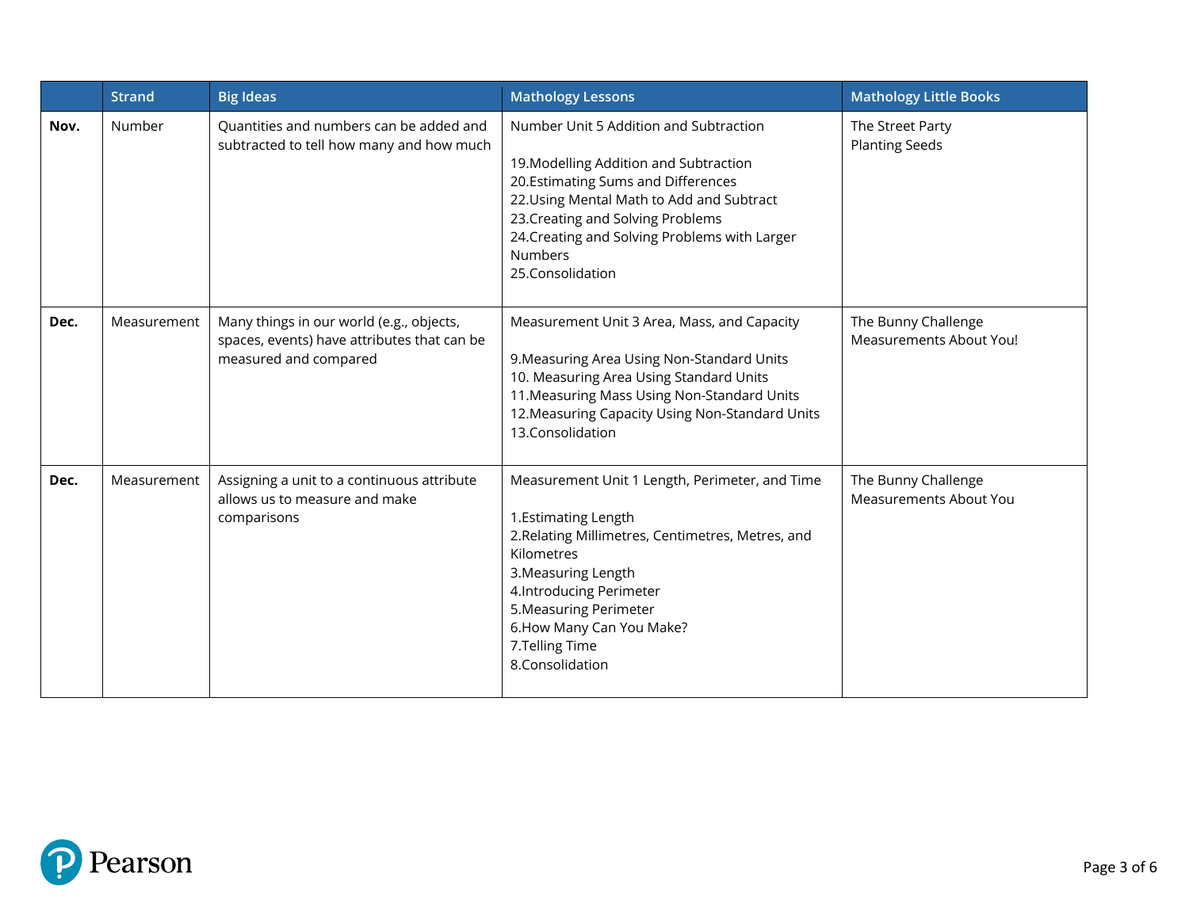| | Strand | Big Ideas | Mathology Lessons | Mathology Little Books |
|---|---|---|---|---|
| **Nov.** | Number | Quantities and numbers can be added and subtracted to tell how many and how much | Number Unit 5 Addition and Subtraction<br><br>19.Modelling Addition and Subtraction<br>20.Estimating Sums and Differences<br>22.Using Mental Math to Add and Subtract<br>23.Creating and Solving Problems<br>24.Creating and Solving Problems with Larger Numbers<br>25.Consolidation | The Street Party<br>Planting Seeds |
| **Dec.** | Measurement | Many things in our world (e.g., objects, spaces, events) have attributes that can be measured and compared | Measurement Unit 3 Area, Mass, and Capacity<br><br>9.Measuring Area Using Non-Standard Units<br>10. Measuring Area Using Standard Units<br>11.Measuring Mass Using Non-Standard Units<br>12.Measuring Capacity Using Non-Standard Units<br>13.Consolidation | The Bunny Challenge<br>Measurements About You! |
| **Dec.** | Measurement | Assigning a unit to a continuous attribute allows us to measure and make comparisons | Measurement Unit 1 Length, Perimeter, and Time<br><br>1.Estimating Length<br>2.Relating Millimetres, Centimetres, Metres, and Kilometres<br>3.Measuring Length<br>4.Introducing Perimeter<br>5.Measuring Perimeter<br>6.How Many Can You Make?<br>7.Telling Time<br>8.Consolidation | The Bunny Challenge<br>Measurements About You |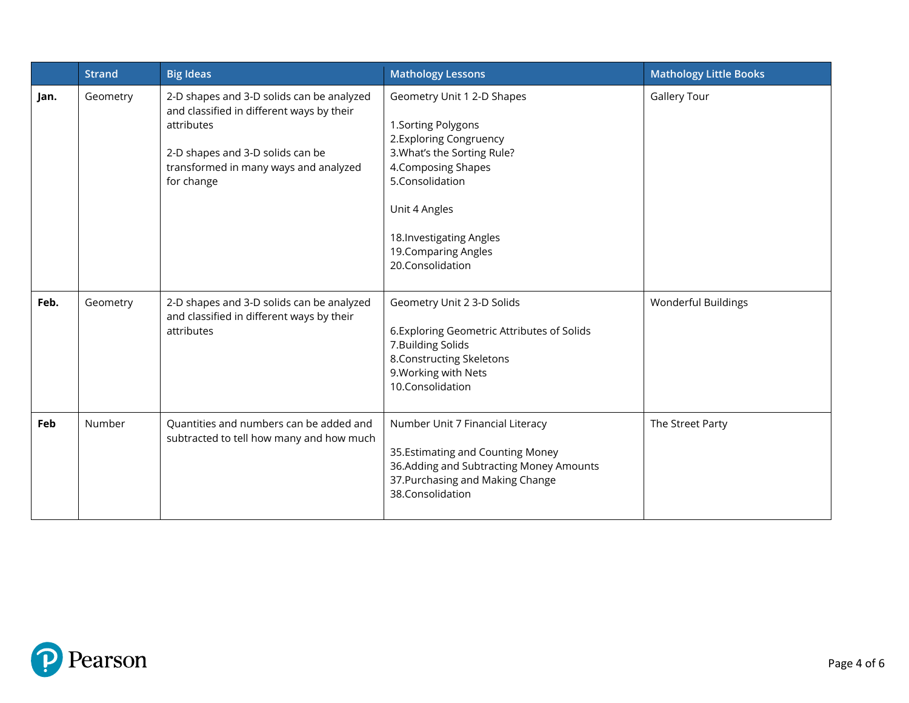| | Strand | Big Ideas | Mathology Lessons | Mathology Little Books |
|---|---|---|---|---|
| **Jan.** | Geometry | 2-D shapes and 3-D solids can be analyzed and classified in different ways by their attributes<br><br>2-D shapes and 3-D solids can be transformed in many ways and analyzed for change | Geometry Unit 1 2-D Shapes<br><br>1.Sorting Polygons<br>2.Exploring Congruency<br>3.What's the Sorting Rule?<br>4.Composing Shapes<br>5.Consolidation<br><br>Unit 4 Angles<br><br>18.Investigating Angles<br>19.Comparing Angles<br>20.Consolidation | Gallery Tour |
| **Feb.** | Geometry | 2-D shapes and 3-D solids can be analyzed and classified in different ways by their attributes | Geometry Unit 2 3-D Solids<br><br>6.Exploring Geometric Attributes of Solids<br>7.Building Solids<br>8.Constructing Skeletons<br>9.Working with Nets<br>10.Consolidation | Wonderful Buildings |
| **Feb** | Number | Quantities and numbers can be added and subtracted to tell how many and how much | Number Unit 7 Financial Literacy<br><br>35.Estimating and Counting Money<br>36.Adding and Subtracting Money Amounts<br>37.Purchasing and Making Change<br>38.Consolidation | The Street Party |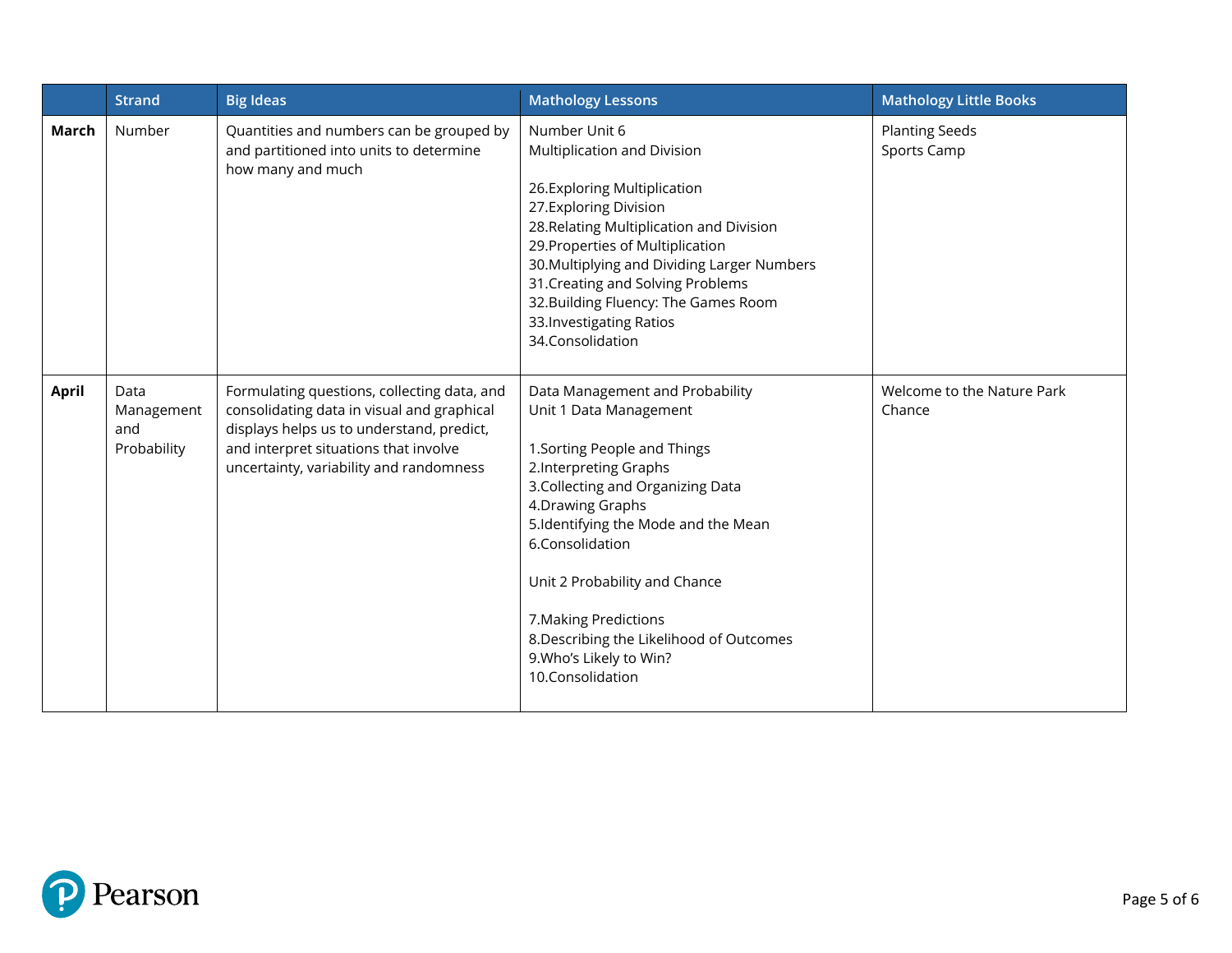| | Strand | Big Ideas | Mathology Lessons | Mathology Little Books |
|---|---|---|---|---|
| **March** | Number | Quantities and numbers can be grouped by and partitioned into units to determine how many and much | Number Unit 6<br>Multiplication and Division<br><br>26.Exploring Multiplication<br>27.Exploring Division<br>28.Relating Multiplication and Division<br>29.Properties of Multiplication<br>30.Multiplying and Dividing Larger Numbers<br>31.Creating and Solving Problems<br>32.Building Fluency: The Games Room<br>33.Investigating Ratios<br>34.Consolidation | Planting Seeds<br>Sports Camp |
| **April** | Data Management and Probability | Formulating questions, collecting data, and consolidating data in visual and graphical displays helps us to understand, predict, and interpret situations that involve uncertainty, variability and randomness | Data Management and Probability<br>Unit 1 Data Management<br><br>1.Sorting People and Things<br>2.Interpreting Graphs<br>3.Collecting and Organizing Data<br>4.Drawing Graphs<br>5.Identifying the Mode and the Mean<br>6.Consolidation<br><br>Unit 2 Probability and Chance<br><br>7.Making Predictions<br>8.Describing the Likelihood of Outcomes<br>9.Who's Likely to Win?<br>10.Consolidation | Welcome to the Nature Park<br>Chance |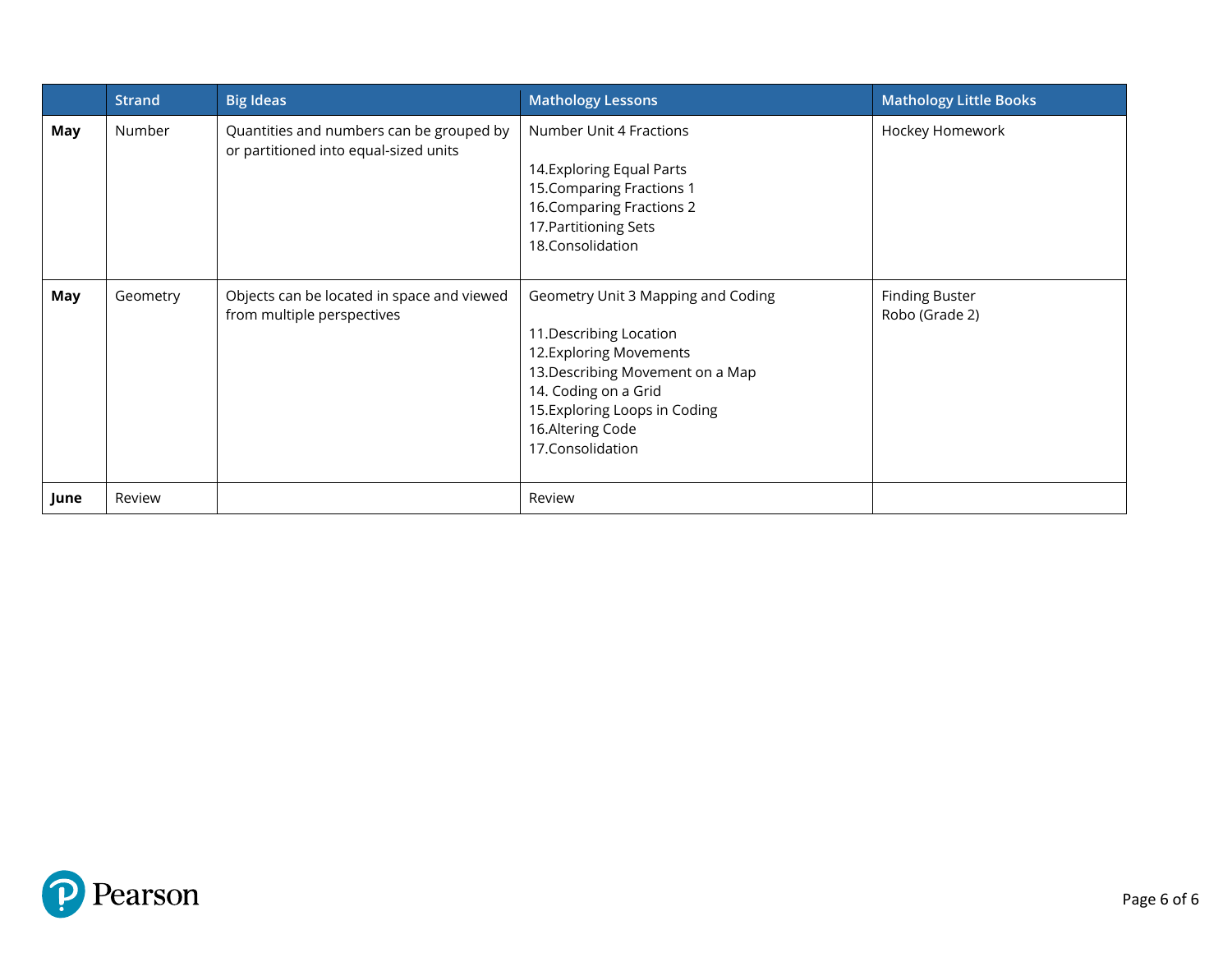| | Strand | Big Ideas | Mathology Lessons | Mathology Little Books |
|---|---|---|---|---|
| **May** | Number | Quantities and numbers can be grouped by or partitioned into equal-sized units | Number Unit 4 Fractions<br><br>14.Exploring Equal Parts<br>15.Comparing Fractions 1<br>16.Comparing Fractions 2<br>17.Partitioning Sets<br>18.Consolidation | Hockey Homework |
| **May** | Geometry | Objects can be located in space and viewed from multiple perspectives | Geometry Unit 3 Mapping and Coding<br><br>11.Describing Location<br>12.Exploring Movements<br>13.Describing Movement on a Map<br>14. Coding on a Grid<br>15.Exploring Loops in Coding<br>16.Altering Code<br>17.Consolidation | Finding Buster<br>Robo (Grade 2) |
| **June** | Review | | Review | |